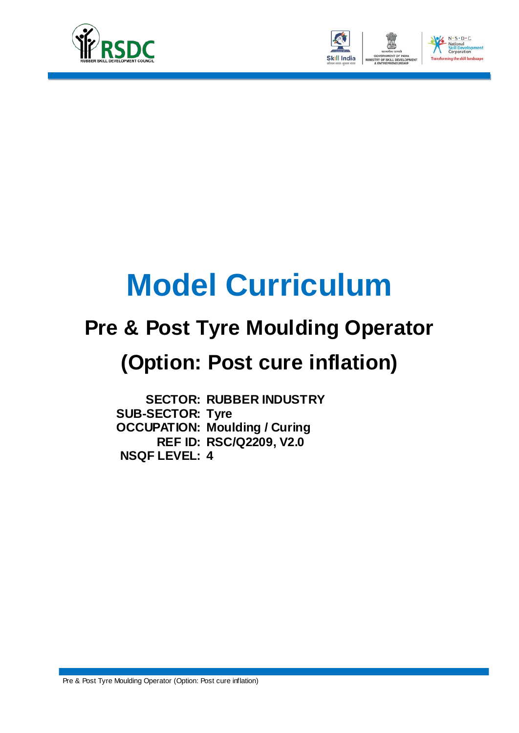# Model Curriculum

## Pre & Post Tyre Moulding Operator

## (Option: Post cure inflation)

**SECTOR:** RUBBER INDUSTRY
**SUB-SECTOR:** Tyre
**OCCUPATION:** Moulding / Curing
**REF ID:** RSC/Q2209, V2.0
**NSQF LEVEL:** 4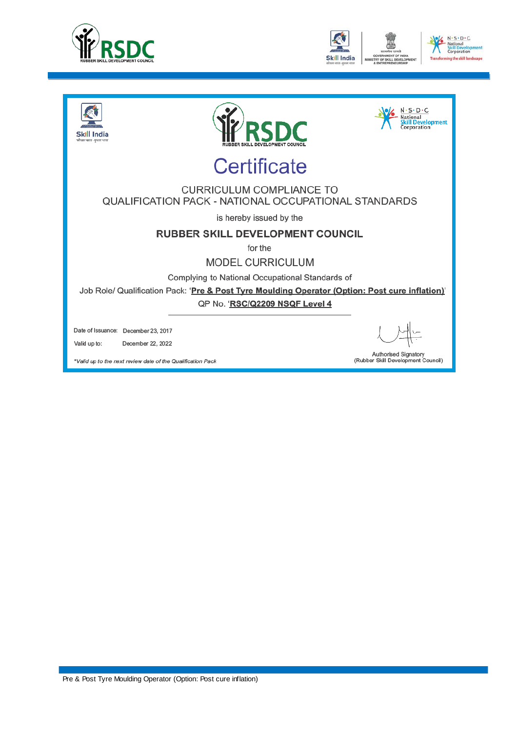# Certificate

CURRICULUM COMPLIANCE TO
QUALIFICATION PACK - NATIONAL OCCUPATIONAL STANDARDS

is hereby issued by the

**RUBBER SKILL DEVELOPMENT COUNCIL**

for the

MODEL CURRICULUM

Complying to National Occupational Standards of

Job Role/ Qualification Pack: '**Pre & Post Tyre Moulding Operator (Option: Post cure inflation)**'

QP No. '**RSC/Q2209 NSQF Level 4**

Date of Issuance: December 23, 2017

Valid up to: December 22, 2022

*Valid up to the next review date of the Qualification Pack*

Authorised Signatory
(Rubber Skill Development Council)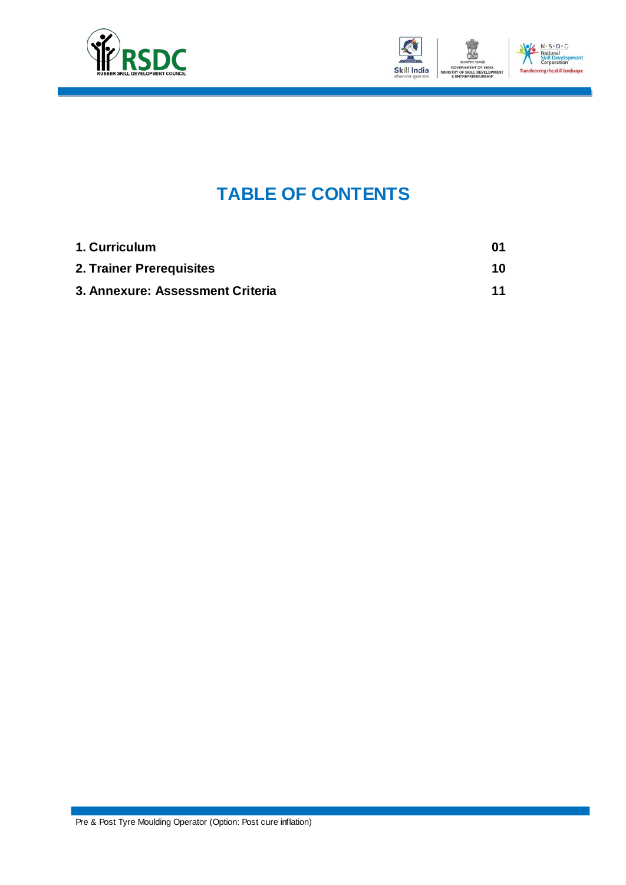# TABLE OF CONTENTS

| | |
|---|---|
| **1. Curriculum** | **01** |
| **2. Trainer Prerequisites** | **10** |
| **3. Annexure: Assessment Criteria** | **11** |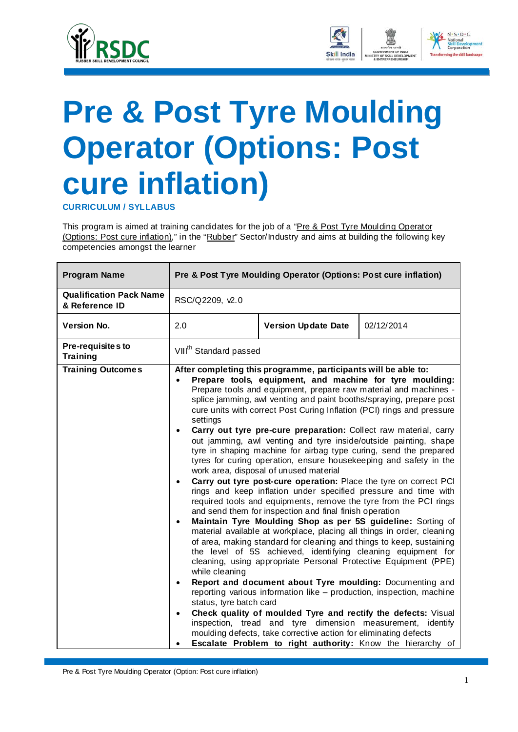# Pre & Post Tyre Moulding Operator (Options: Post cure inflation)

**CURRICULUM / SYLLABUS**

This program is aimed at training candidates for the job of a "Pre & Post Tyre Moulding Operator (Options: Post cure inflation)," in the "Rubber" Sector/Industry and aims at building the following key competencies amongst the learner

| **Program Name** | **Pre & Post Tyre Moulding Operator (Options: Post cure inflation)** | | |
|---|---|---|---|
| **Qualification Pack Name & Reference ID** | RSC/Q2209, v2.0 | | |
| **Version No.** | 2.0 | **Version Update Date** | 02/12/2014 |
| **Pre-requisites to Training** | VIII$^{th}$ Standard passed | | |
| **Training Outcomes** | **After completing this programme, participants will be able to:**<br>• **Prepare tools, equipment, and machine for tyre moulding:** Prepare tools and equipment, prepare raw material and machines - splice jamming, awl venting and paint booths/spraying, prepare post cure units with correct Post Curing Inflation (PCI) rings and pressure settings<br>• **Carry out tyre pre-cure preparation:** Collect raw material, carry out jamming, awl venting and tyre inside/outside painting, shape tyre in shaping machine for airbag type curing, send the prepared tyres for curing operation, ensure housekeeping and safety in the work area, disposal of unused material<br>• **Carry out tyre post-cure operation:** Place the tyre on correct PCI rings and keep inflation under specified pressure and time with required tools and equipments, remove the tyre from the PCI rings and send them for inspection and final finish operation<br>• **Maintain Tyre Moulding Shop as per 5S guideline:** Sorting of material available at workplace, placing all things in order, cleaning of area, making standard for cleaning and things to keep, sustaining the level of 5S achieved, identifying cleaning equipment for cleaning, using appropriate Personal Protective Equipment (PPE) while cleaning<br>• **Report and document about Tyre moulding:** Documenting and reporting various information like – production, inspection, machine status, tyre batch card<br>• **Check quality of moulded Tyre and rectify the defects:** Visual inspection, tread and tyre dimension measurement, identify moulding defects, take corrective action for eliminating defects<br>• **Escalate Problem to right authority:** Know the hierarchy of | | |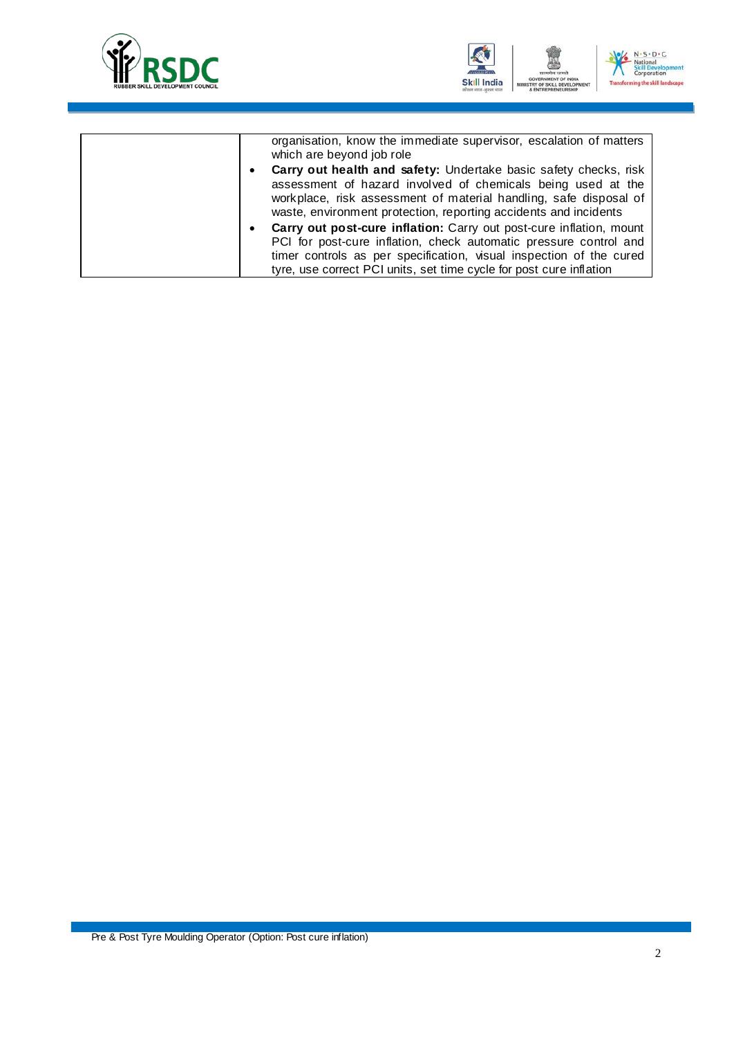|  | organisation, know the immediate supervisor, escalation of matters which are beyond job role<br>• **Carry out health and safety:** Undertake basic safety checks, risk assessment of hazard involved of chemicals being used at the workplace, risk assessment of material handling, safe disposal of waste, environment protection, reporting accidents and incidents<br>• **Carry out post-cure inflation:** Carry out post-cure inflation, mount PCI for post-cure inflation, check automatic pressure control and timer controls as per specification, visual inspection of the cured tyre, use correct PCI units, set time cycle for post cure inflation |
|---|---|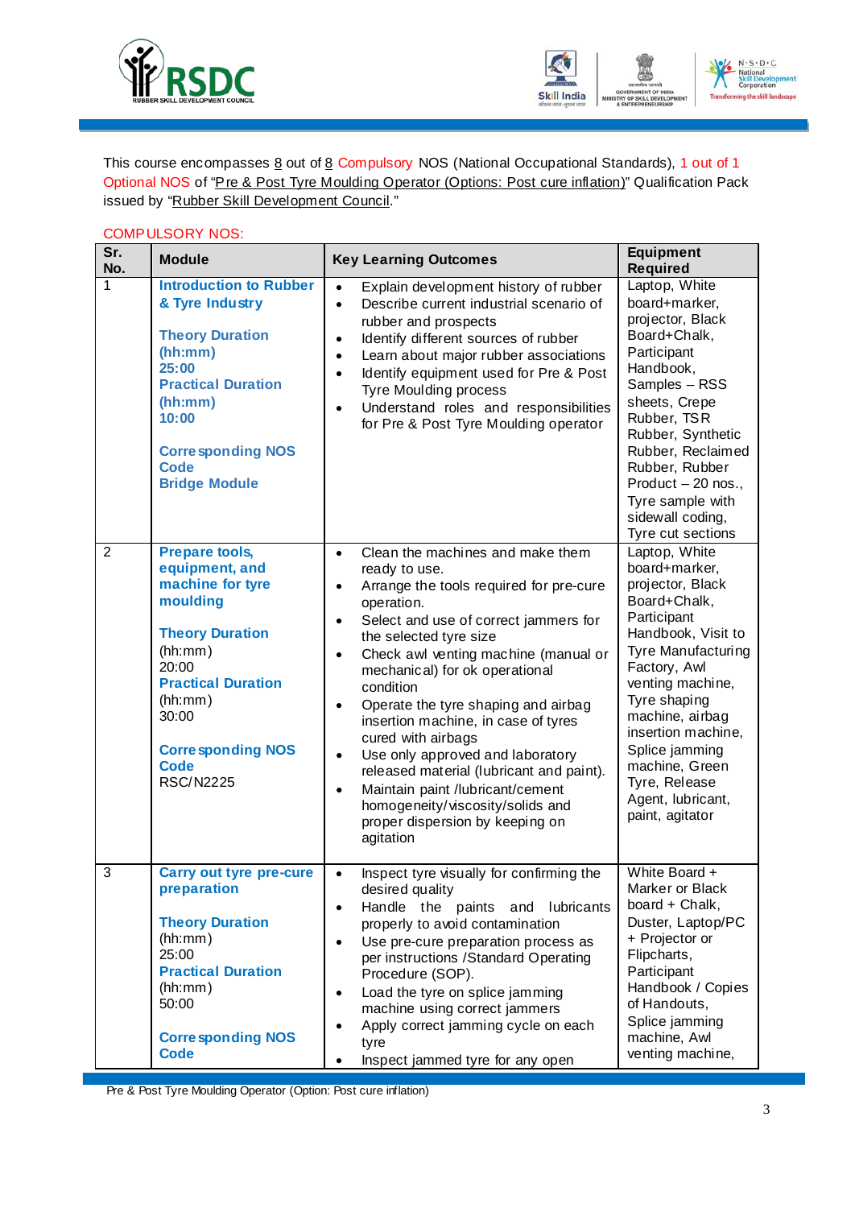This course encompasses 8 out of 8 Compulsory NOS (National Occupational Standards), 1 out of 1 Optional NOS of "Pre & Post Tyre Moulding Operator (Options: Post cure inflation)" Qualification Pack issued by "Rubber Skill Development Council."

COMPULSORY NOS:

| Sr. No. | Module | Key Learning Outcomes | Equipment Required |
|---|---|---|---|
| 1 | **Introduction to Rubber & Tyre Industry**<br><br>**Theory Duration (hh:mm)**<br>**25:00**<br>**Practical Duration (hh:mm)**<br>**10:00**<br><br>**Corresponding NOS Code**<br>**Bridge Module** | • Explain development history of rubber<br>• Describe current industrial scenario of rubber and prospects<br>• Identify different sources of rubber<br>• Learn about major rubber associations<br>• Identify equipment used for Pre & Post Tyre Moulding process<br>• Understand roles and responsibilities for Pre & Post Tyre Moulding operator | Laptop, White board+marker, projector, Black Board+Chalk, Participant Handbook, Samples – RSS sheets, Crepe Rubber, TSR Rubber, Synthetic Rubber, Reclaimed Rubber, Rubber Product – 20 nos., Tyre sample with sidewall coding, Tyre cut sections |
| 2 | **Prepare tools, equipment, and machine for tyre moulding**<br><br>**Theory Duration**<br>(hh:mm)<br>20:00<br>**Practical Duration**<br>(hh:mm)<br>30:00<br><br>**Corresponding NOS Code**<br>RSC/N2225 | • Clean the machines and make them ready to use.<br>• Arrange the tools required for pre-cure operation.<br>• Select and use of correct jammers for the selected tyre size<br>• Check awl venting machine (manual or mechanical) for ok operational condition<br>• Operate the tyre shaping and airbag insertion machine, in case of tyres cured with airbags<br>• Use only approved and laboratory released material (lubricant and paint).<br>• Maintain paint /lubricant/cement homogeneity/viscosity/solids and proper dispersion by keeping on agitation | Laptop, White board+marker, projector, Black Board+Chalk, Participant Handbook, Visit to Tyre Manufacturing Factory, Awl venting machine, Tyre shaping machine, airbag insertion machine, Splice jamming machine, Green Tyre, Release Agent, lubricant, paint, agitator |
| 3 | **Carry out tyre pre-cure preparation**<br><br>**Theory Duration**<br>(hh:mm)<br>25:00<br>**Practical Duration**<br>(hh:mm)<br>50:00<br><br>**Corresponding NOS Code** | • Inspect tyre visually for confirming the desired quality<br>• Handle the paints and lubricants properly to avoid contamination<br>• Use pre-cure preparation process as per instructions /Standard Operating Procedure (SOP).<br>• Load the tyre on splice jamming machine using correct jammers<br>• Apply correct jamming cycle on each tyre<br>• Inspect jammed tyre for any open | White Board + Marker or Black board + Chalk, Duster, Laptop/PC + Projector or Flipcharts, Participant Handbook / Copies of Handouts, Splice jamming machine, Awl venting machine, |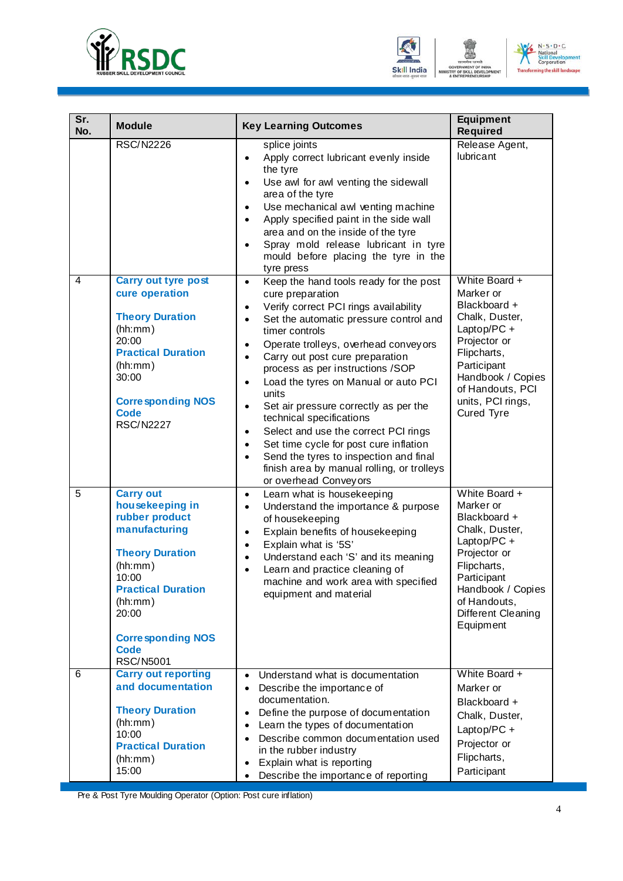| Sr. No. | Module | Key Learning Outcomes | Equipment Required |
|---|---|---|---|
| | RSC/N2226 | splice joints<br>• Apply correct lubricant evenly inside the tyre<br>• Use awl for awl venting the sidewall area of the tyre<br>• Use mechanical awl venting machine<br>• Apply specified paint in the side wall area and on the inside of the tyre<br>• Spray mold release lubricant in tyre mould before placing the tyre in the tyre press | Release Agent, lubricant |
| 4 | **Carry out tyre post cure operation**<br><br>**Theory Duration** (hh:mm)<br>20:00<br>**Practical Duration** (hh:mm)<br>30:00<br><br>**Corresponding NOS Code**<br>RSC/N2227 | • Keep the hand tools ready for the post cure preparation<br>• Verify correct PCI rings availability<br>• Set the automatic pressure control and timer controls<br>• Operate trolleys, overhead conveyors<br>• Carry out post cure preparation process as per instructions /SOP<br>• Load the tyres on Manual or auto PCI units<br>• Set air pressure correctly as per the technical specifications<br>• Select and use the correct PCI rings<br>• Set time cycle for post cure inflation<br>• Send the tyres to inspection and final finish area by manual rolling, or trolleys or overhead Conveyors | White Board + Marker or Blackboard + Chalk, Duster, Laptop/PC + Projector or Flipcharts, Participant Handbook / Copies of Handouts, PCI units, PCI rings, Cured Tyre |
| 5 | **Carry out housekeeping in rubber product manufacturing**<br><br>**Theory Duration** (hh:mm)<br>10:00<br>**Practical Duration** (hh:mm)<br>20:00<br><br>**Corresponding NOS Code**<br>RSC/N5001 | • Learn what is housekeeping<br>• Understand the importance & purpose of housekeeping<br>• Explain benefits of housekeeping<br>• Explain what is '5S'<br>• Understand each 'S' and its meaning<br>• Learn and practice cleaning of machine and work area with specified equipment and material | White Board + Marker or Blackboard + Chalk, Duster, Laptop/PC + Projector or Flipcharts, Participant Handbook / Copies of Handouts, Different Cleaning Equipment |
| 6 | **Carry out reporting and documentation**<br><br>**Theory Duration** (hh:mm)<br>10:00<br>**Practical Duration** (hh:mm)<br>15:00 | • Understand what is documentation<br>• Describe the importance of documentation.<br>• Define the purpose of documentation<br>• Learn the types of documentation<br>• Describe common documentation used in the rubber industry<br>• Explain what is reporting<br>• Describe the importance of reporting | White Board + Marker or Blackboard + Chalk, Duster, Laptop/PC + Projector or Flipcharts, Participant |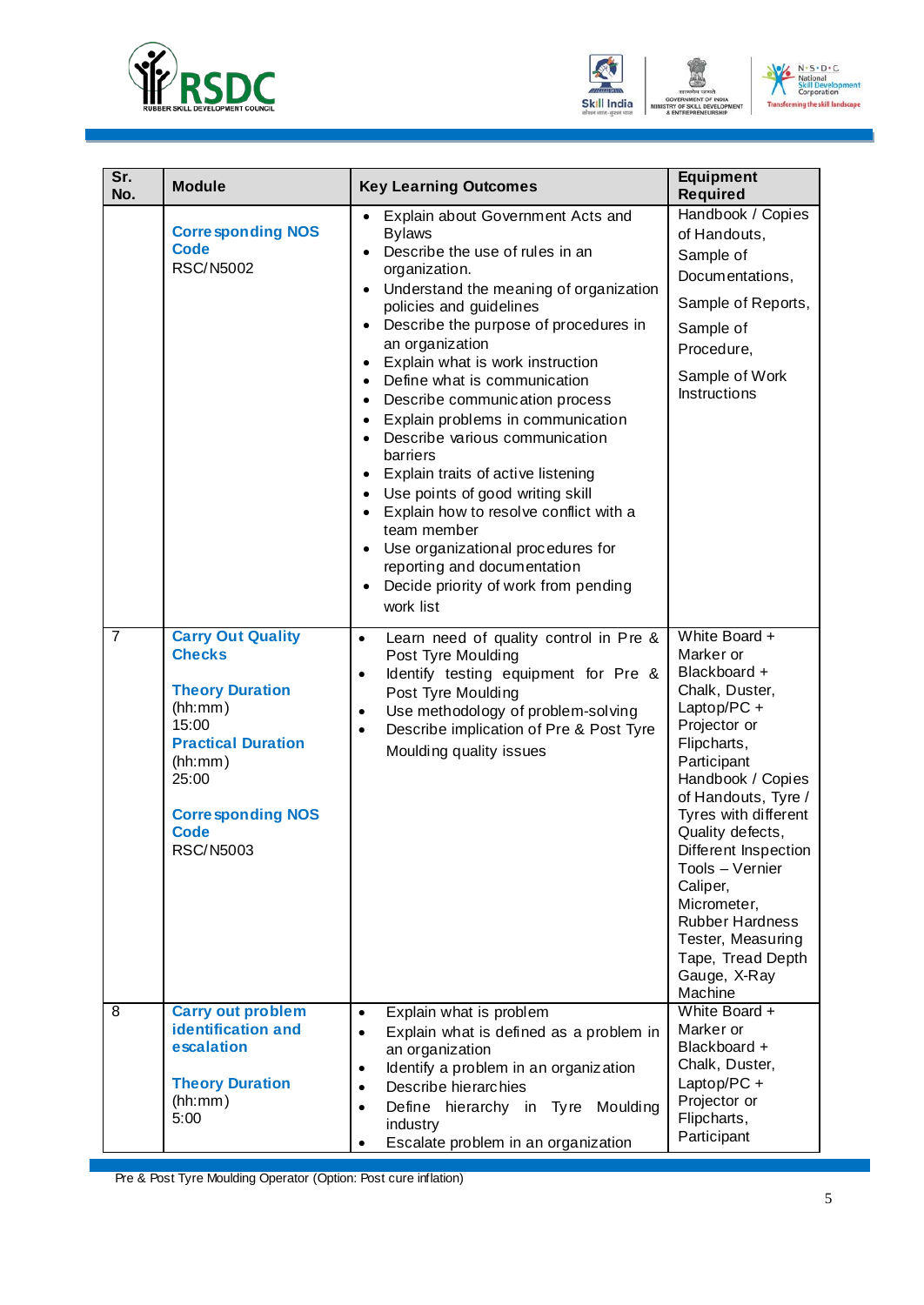| Sr. No. | Module | Key Learning Outcomes | Equipment Required |
|---|---|---|---|
| | **Corresponding NOS Code** RSC/N5002 | • Explain about Government Acts and Bylaws<br>• Describe the use of rules in an organization.<br>• Understand the meaning of organization policies and guidelines<br>• Describe the purpose of procedures in an organization<br>• Explain what is work instruction<br>• Define what is communication<br>• Describe communication process<br>• Explain problems in communication<br>• Describe various communication barriers<br>• Explain traits of active listening<br>• Use points of good writing skill<br>• Explain how to resolve conflict with a team member<br>• Use organizational procedures for reporting and documentation<br>• Decide priority of work from pending work list | Handbook / Copies of Handouts, Sample of Documentations, Sample of Reports, Sample of Procedure, Sample of Work Instructions |
| 7 | **Carry Out Quality Checks**<br><br>**Theory Duration** (hh:mm) 15:00<br>**Practical Duration** (hh:mm) 25:00<br><br>**Corresponding NOS Code** RSC/N5003 | • Learn need of quality control in Pre & Post Tyre Moulding<br>• Identify testing equipment for Pre & Post Tyre Moulding<br>• Use methodology of problem-solving<br>• Describe implication of Pre & Post Tyre Moulding quality issues | White Board + Marker or Blackboard + Chalk, Duster, Laptop/PC + Projector or Flipcharts, Participant Handbook / Copies of Handouts, Tyre / Tyres with different Quality defects, Different Inspection Tools – Vernier Caliper, Micrometer, Rubber Hardness Tester, Measuring Tape, Tread Depth Gauge, X-Ray Machine |
| 8 | **Carry out problem identification and escalation**<br><br>**Theory Duration** (hh:mm) 5:00 | • Explain what is problem<br>• Explain what is defined as a problem in an organization<br>• Identify a problem in an organization<br>• Describe hierarchies<br>• Define hierarchy in Tyre Moulding industry<br>• Escalate problem in an organization | White Board + Marker or Blackboard + Chalk, Duster, Laptop/PC + Projector or Flipcharts, Participant |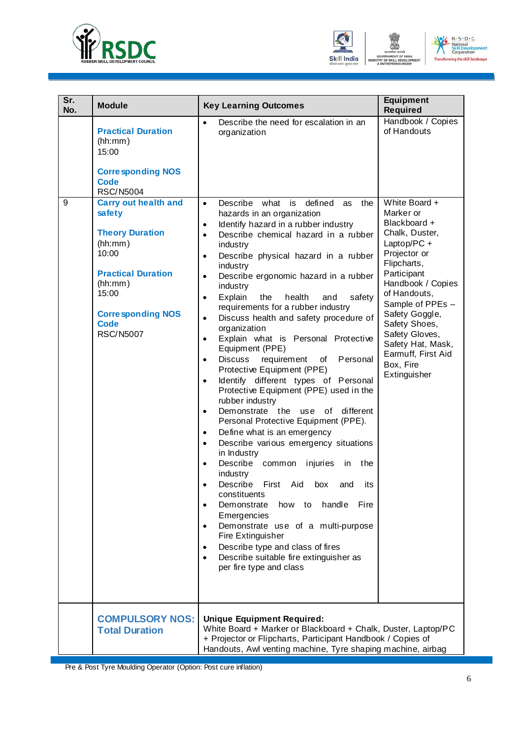| Sr. No. | Module | Key Learning Outcomes | Equipment Required |
|---|---|---|---|
| | **Practical Duration** (hh:mm) 15:00 <br><br> **Corresponding NOS Code** RSC/N5004 | • Describe the need for escalation in an organization | Handbook / Copies of Handouts |
| 9 | **Carry out health and safety** <br><br> **Theory Duration** (hh:mm) 10:00 <br><br> **Practical Duration** (hh:mm) 15:00 <br><br> **Corresponding NOS Code** RSC/N5007 | • Describe what is defined as the hazards in an organization <br> • Identify hazard in a rubber industry <br> • Describe chemical hazard in a rubber industry <br> • Describe physical hazard in a rubber industry <br> • Describe ergonomic hazard in a rubber industry <br> • Explain the health and safety requirements for a rubber industry <br> • Discuss health and safety procedure of organization <br> • Explain what is Personal Protective Equipment (PPE) <br> • Discuss requirement of Personal Protective Equipment (PPE) <br> • Identify different types of Personal Protective Equipment (PPE) used in the rubber industry <br> • Demonstrate the use of different Personal Protective Equipment (PPE). <br> • Define what is an emergency <br> • Describe various emergency situations in Industry <br> • Describe common injuries in the industry <br> • Describe First Aid box and its constituents <br> • Demonstrate how to handle Fire Emergencies <br> • Demonstrate use of a multi-purpose Fire Extinguisher <br> • Describe type and class of fires <br> • Describe suitable fire extinguisher as per fire type and class | White Board + Marker or Blackboard + Chalk, Duster, Laptop/PC + Projector or Flipcharts, Participant Handbook / Copies of Handouts, Sample of PPEs – Safety Goggle, Safety Shoes, Safety Gloves, Safety Hat, Mask, Earmuff, First Aid Box, Fire Extinguisher |
| | **COMPULSORY NOS: Total Duration** | **Unique Equipment Required:** White Board + Marker or Blackboard + Chalk, Duster, Laptop/PC + Projector or Flipcharts, Participant Handbook / Copies of Handouts, Awl venting machine, Tyre shaping machine, airbag | |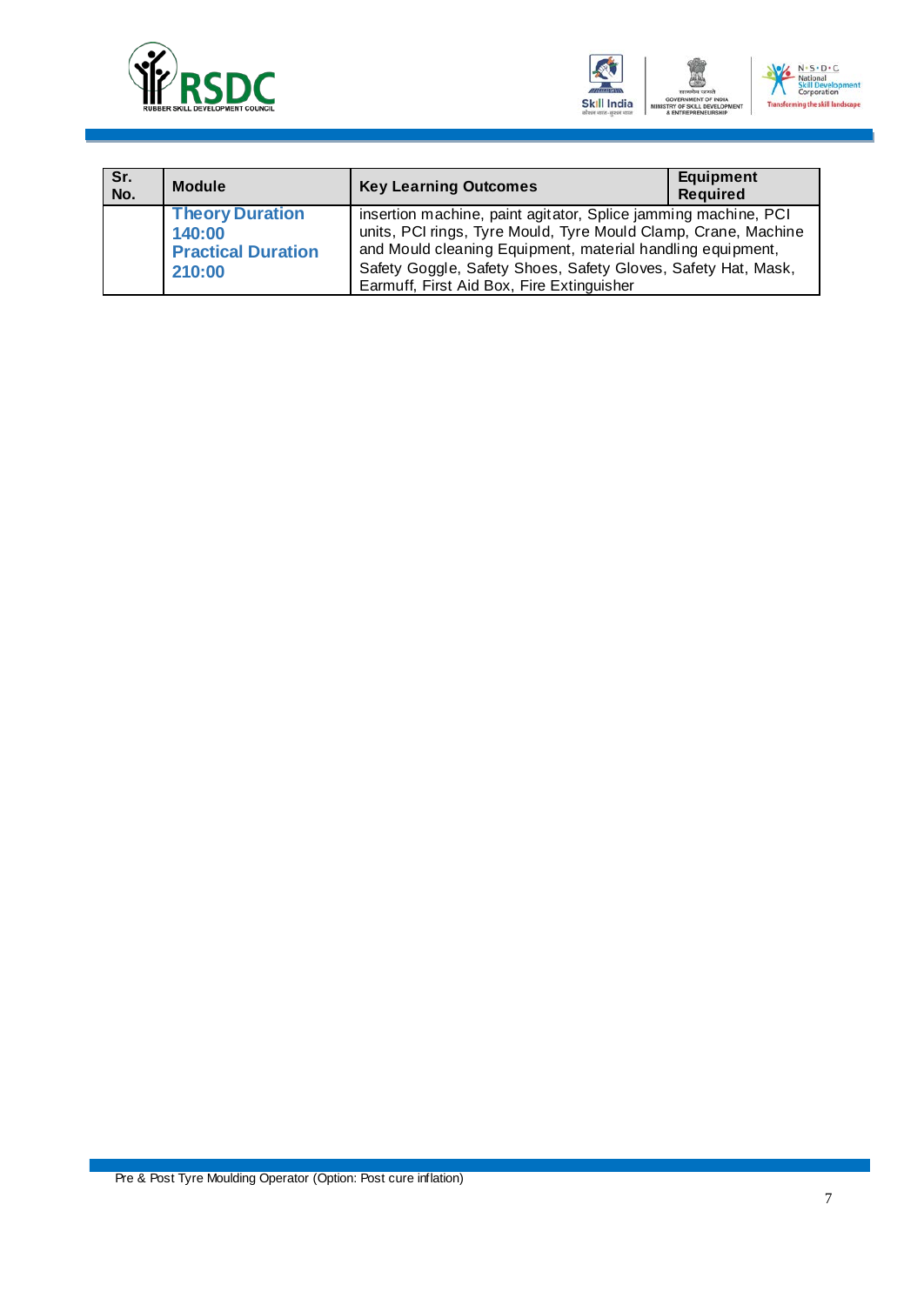| Sr. No. | Module | Key Learning Outcomes | Equipment Required |
|---|---|---|---|
| | **Theory Duration 140:00** **Practical Duration 210:00** | insertion machine, paint agitator, Splice jamming machine, PCI units, PCI rings, Tyre Mould, Tyre Mould Clamp, Crane, Machine and Mould cleaning Equipment, material handling equipment, Safety Goggle, Safety Shoes, Safety Gloves, Safety Hat, Mask, Earmuff, First Aid Box, Fire Extinguisher | |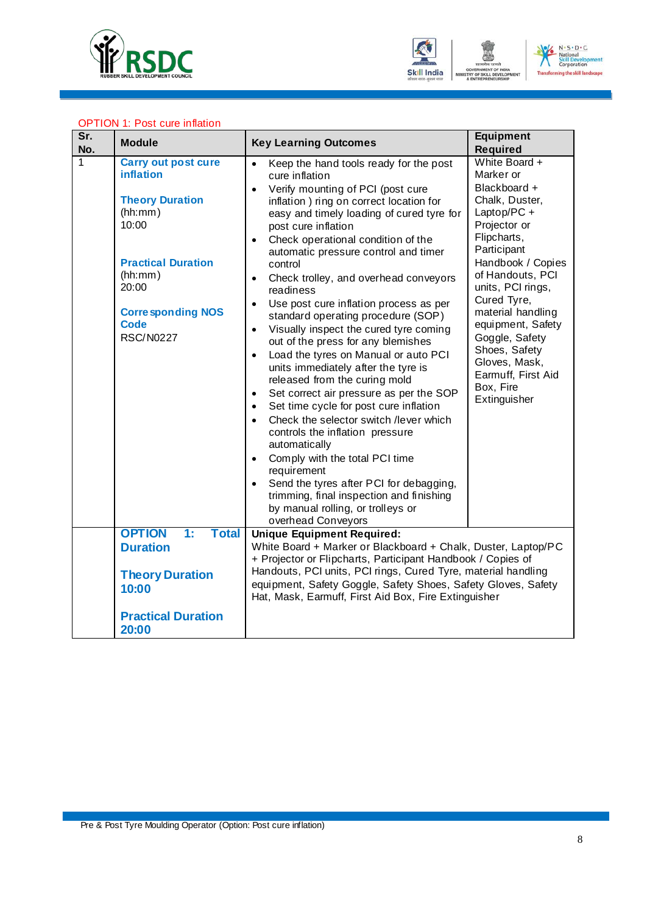OPTION 1: Post cure inflation

| Sr. No. | Module | Key Learning Outcomes | Equipment Required |
|---|---|---|---|
| 1 | **Carry out post cure inflation**<br><br>**Theory Duration**<br>(hh:mm)<br>10:00<br><br>**Practical Duration**<br>(hh:mm)<br>20:00<br><br>**Corresponding NOS Code**<br>RSC/N0227 | • Keep the hand tools ready for the post cure inflation<br>• Verify mounting of PCI (post cure inflation ) ring on correct location for easy and timely loading of cured tyre for post cure inflation<br>• Check operational condition of the automatic pressure control and timer control<br>• Check trolley, and overhead conveyors readiness<br>• Use post cure inflation process as per standard operating procedure (SOP)<br>• Visually inspect the cured tyre coming out of the press for any blemishes<br>• Load the tyres on Manual or auto PCI units immediately after the tyre is released from the curing mold<br>• Set correct air pressure as per the SOP<br>• Set time cycle for post cure inflation<br>• Check the selector switch /lever which controls the inflation pressure automatically<br>• Comply with the total PCI time requirement<br>• Send the tyres after PCI for debagging, trimming, final inspection and finishing by manual rolling, or trolleys or overhead Conveyors | White Board + Marker or Blackboard + Chalk, Duster, Laptop/PC + Projector or Flipcharts, Participant Handbook / Copies of Handouts, PCI units, PCI rings, Cured Tyre, material handling equipment, Safety Goggle, Safety Shoes, Safety Gloves, Mask, Earmuff, First Aid Box, Fire Extinguisher |
| | **OPTION 1: Total Duration**<br><br>**Theory Duration 10:00**<br><br>**Practical Duration 20:00** | **Unique Equipment Required:**<br>White Board + Marker or Blackboard + Chalk, Duster, Laptop/PC + Projector or Flipcharts, Participant Handbook / Copies of Handouts, PCI units, PCI rings, Cured Tyre, material handling equipment, Safety Goggle, Safety Shoes, Safety Gloves, Safety Hat, Mask, Earmuff, First Aid Box, Fire Extinguisher | |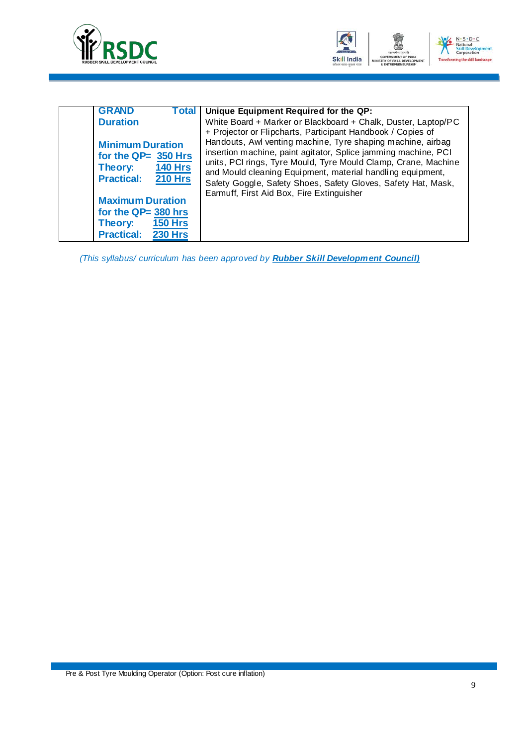| | **GRAND Total Duration**<br><br>**Minimum Duration for the QP= 350 Hrs**<br>**Theory: 140 Hrs**<br>**Practical: 210 Hrs**<br><br>**Maximum Duration for the QP= 380 hrs**<br>**Theory: 150 Hrs**<br>**Practical: 230 Hrs** | **Unique Equipment Required for the QP:**<br>White Board + Marker or Blackboard + Chalk, Duster, Laptop/PC + Projector or Flipcharts, Participant Handbook / Copies of Handouts, Awl venting machine, Tyre shaping machine, airbag insertion machine, paint agitator, Splice jamming machine, PCI units, PCI rings, Tyre Mould, Tyre Mould Clamp, Crane, Machine and Mould cleaning Equipment, material handling equipment, Safety Goggle, Safety Shoes, Safety Gloves, Safety Hat, Mask, Earmuff, First Aid Box, Fire Extinguisher |
|---|---|---|

*(This syllabus/ curriculum has been approved by* ***Rubber Skill Development Council)***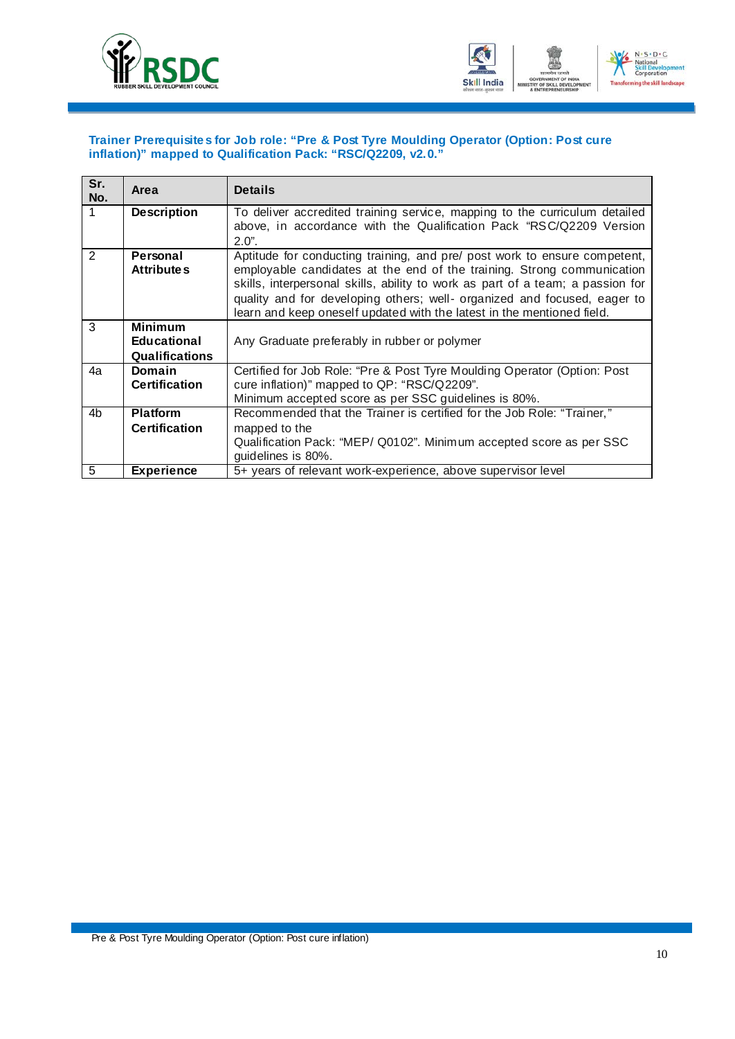### Trainer Prerequisites for Job role: “Pre & Post Tyre Moulding Operator (Option: Post cure inflation)” mapped to Qualification Pack: “RSC/Q2209, v2.0.”

| Sr. No. | Area | Details |
|---|---|---|
| 1 | **Description** | To deliver accredited training service, mapping to the curriculum detailed above, in accordance with the Qualification Pack “RSC/Q2209 Version 2.0”. |
| 2 | **Personal Attributes** | Aptitude for conducting training, and pre/ post work to ensure competent, employable candidates at the end of the training. Strong communication skills, interpersonal skills, ability to work as part of a team; a passion for quality and for developing others; well- organized and focused, eager to learn and keep oneself updated with the latest in the mentioned field. |
| 3 | **Minimum Educational Qualifications** | Any Graduate preferably in rubber or polymer |
| 4a | **Domain Certification** | Certified for Job Role: “Pre & Post Tyre Moulding Operator (Option: Post cure inflation)” mapped to QP: “RSC/Q2209”. Minimum accepted score as per SSC guidelines is 80%. |
| 4b | **Platform Certification** | Recommended that the Trainer is certified for the Job Role: “Trainer,” mapped to the Qualification Pack: “MEP/ Q0102”. Minimum accepted score as per SSC guidelines is 80%. |
| 5 | **Experience** | 5+ years of relevant work-experience, above supervisor level |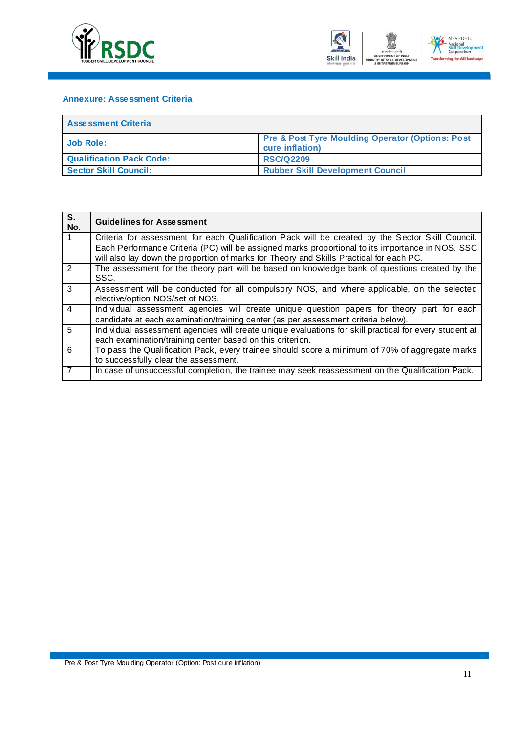## Annexure: Assessment Criteria

| Assessment Criteria | |
|---|---|
| **Job Role:** | **Pre & Post Tyre Moulding Operator (Options: Post cure inflation)** |
| **Qualification Pack Code:** | **RSC/Q2209** |
| **Sector Skill Council:** | **Rubber Skill Development Council** |

| S. No. | Guidelines for Assessment |
|---|---|
| 1 | Criteria for assessment for each Qualification Pack will be created by the Sector Skill Council. Each Performance Criteria (PC) will be assigned marks proportional to its importance in NOS. SSC will also lay down the proportion of marks for Theory and Skills Practical for each PC. |
| 2 | The assessment for the theory part will be based on knowledge bank of questions created by the SSC. |
| 3 | Assessment will be conducted for all compulsory NOS, and where applicable, on the selected elective/option NOS/set of NOS. |
| 4 | Individual assessment agencies will create unique question papers for theory part for each candidate at each examination/training center (as per assessment criteria below). |
| 5 | Individual assessment agencies will create unique evaluations for skill practical for every student at each examination/training center based on this criterion. |
| 6 | To pass the Qualification Pack, every trainee should score a minimum of 70% of aggregate marks to successfully clear the assessment. |
| 7 | In case of unsuccessful completion, the trainee may seek reassessment on the Qualification Pack. |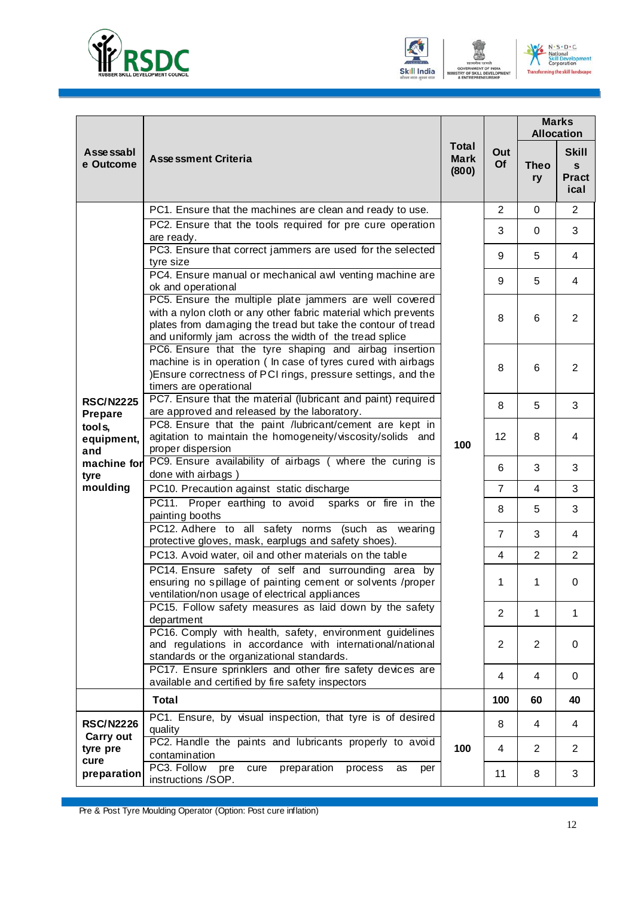| Assessable Outcome | Assessment Criteria | Total Mark (800) | Out Of | Marks Allocation | |
|---|---|---|---|---|---|
| | | | | Theory | Skills Practical |
| **RSC/N2225 Prepare tools, equipment, and machine for tyre moulding** | PC1. Ensure that the machines are clean and ready to use. | 100 | 2 | 0 | 2 |
| | PC2. Ensure that the tools required for pre cure operation are ready. | | 3 | 0 | 3 |
| | PC3. Ensure that correct jammers are used for the selected tyre size | | 9 | 5 | 4 |
| | PC4. Ensure manual or mechanical awl venting machine are ok and operational | | 9 | 5 | 4 |
| | PC5. Ensure the multiple plate jammers are well covered with a nylon cloth or any other fabric material which prevents plates from damaging the tread but take the contour of tread and uniformly jam across the width of the tread splice | | 8 | 6 | 2 |
| | PC6. Ensure that the tyre shaping and airbag insertion machine is in operation ( In case of tyres cured with airbags )Ensure correctness of PCI rings, pressure settings, and the timers are operational | | 8 | 6 | 2 |
| | PC7. Ensure that the material (lubricant and paint) required are approved and released by the laboratory. | | 8 | 5 | 3 |
| | PC8. Ensure that the paint /lubricant/cement are kept in agitation to maintain the homogeneity/viscosity/solids and proper dispersion | | 12 | 8 | 4 |
| | PC9. Ensure availability of airbags ( where the curing is done with airbags ) | | 6 | 3 | 3 |
| | PC10. Precaution against static discharge | | 7 | 4 | 3 |
| | PC11. Proper earthing to avoid sparks or fire in the painting booths | | 8 | 5 | 3 |
| | PC12. Adhere to all safety norms (such as wearing protective gloves, mask, earplugs and safety shoes). | | 7 | 3 | 4 |
| | PC13. Avoid water, oil and other materials on the table | | 4 | 2 | 2 |
| | PC14. Ensure safety of self and surrounding area by ensuring no spillage of painting cement or solvents /proper ventilation/non usage of electrical appliances | | 1 | 1 | 0 |
| | PC15. Follow safety measures as laid down by the safety department | | 2 | 1 | 1 |
| | PC16. Comply with health, safety, environment guidelines and regulations in accordance with international/national standards or the organizational standards. | | 2 | 2 | 0 |
| | PC17. Ensure sprinklers and other fire safety devices are available and certified by fire safety inspectors | | 4 | 4 | 0 |
| | **Total** | | **100** | **60** | **40** |
| **RSC/N2226 Carry out tyre pre cure preparation** | PC1. Ensure, by visual inspection, that tyre is of desired quality | 100 | 8 | 4 | 4 |
| | PC2. Handle the paints and lubricants properly to avoid contamination | | 4 | 2 | 2 |
| | PC3. Follow pre cure preparation process as per instructions /SOP. | | 11 | 8 | 3 |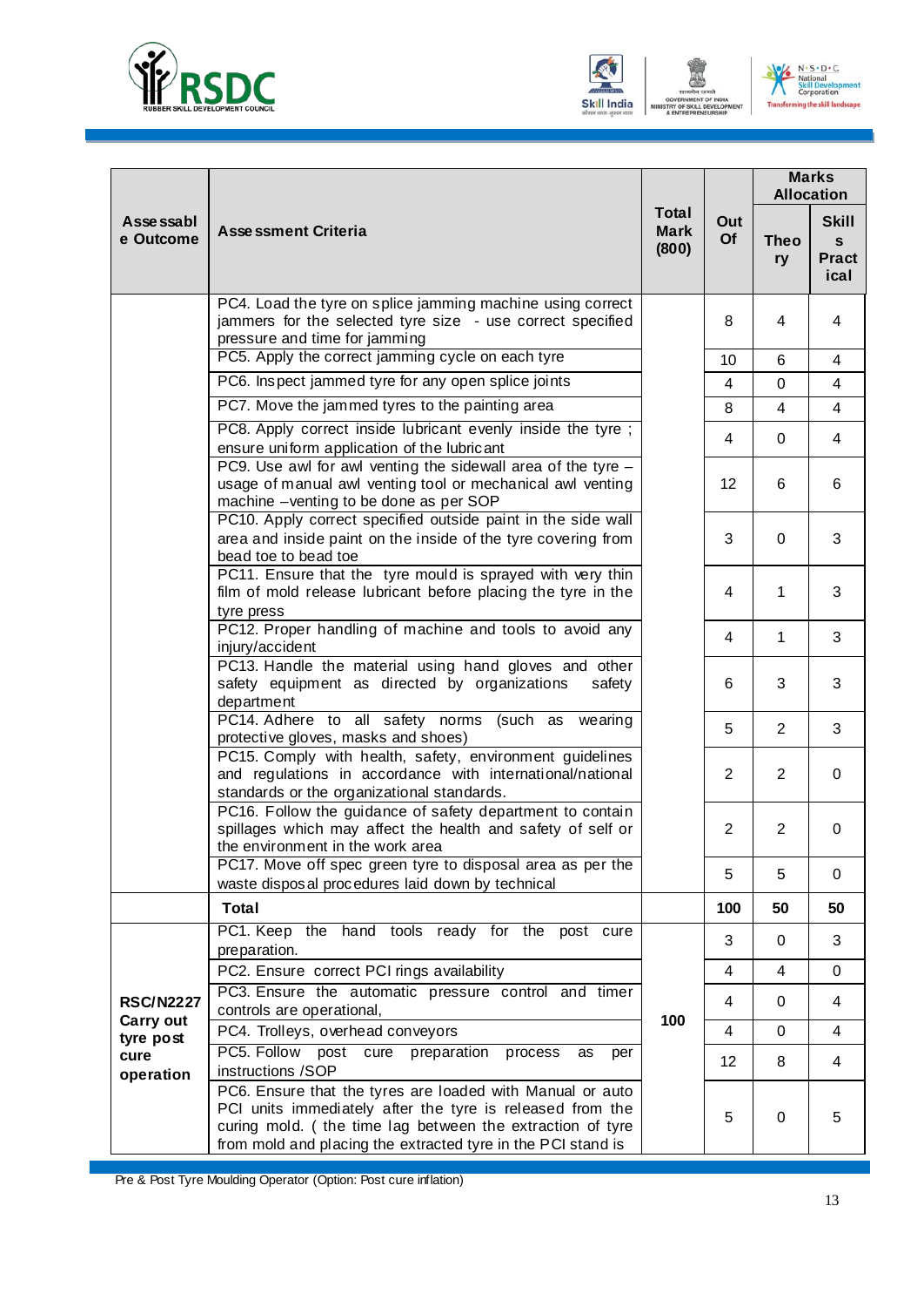| Assessable Outcome | Assessment Criteria | Total Mark (800) | Out Of | Marks Allocation | |
|---|---|---|---|---|---|
| | | | | Theory | Skills Practical |
| | PC4. Load the tyre on splice jamming machine using correct jammers for the selected tyre size - use correct specified pressure and time for jamming | | 8 | 4 | 4 |
| | PC5. Apply the correct jamming cycle on each tyre | | 10 | 6 | 4 |
| | PC6. Inspect jammed tyre for any open splice joints | | 4 | 0 | 4 |
| | PC7. Move the jammed tyres to the painting area | | 8 | 4 | 4 |
| | PC8. Apply correct inside lubricant evenly inside the tyre ; ensure uniform application of the lubricant | | 4 | 0 | 4 |
| | PC9. Use awl for awl venting the sidewall area of the tyre – usage of manual awl venting tool or mechanical awl venting machine –venting to be done as per SOP | | 12 | 6 | 6 |
| | PC10. Apply correct specified outside paint in the side wall area and inside paint on the inside of the tyre covering from bead toe to bead toe | | 3 | 0 | 3 |
| | PC11. Ensure that the tyre mould is sprayed with very thin film of mold release lubricant before placing the tyre in the tyre press | | 4 | 1 | 3 |
| | PC12. Proper handling of machine and tools to avoid any injury/accident | | 4 | 1 | 3 |
| | PC13. Handle the material using hand gloves and other safety equipment as directed by organizations safety department | | 6 | 3 | 3 |
| | PC14. Adhere to all safety norms (such as wearing protective gloves, masks and shoes) | | 5 | 2 | 3 |
| | PC15. Comply with health, safety, environment guidelines and regulations in accordance with international/national standards or the organizational standards. | | 2 | 2 | 0 |
| | PC16. Follow the guidance of safety department to contain spillages which may affect the health and safety of self or the environment in the work area | | 2 | 2 | 0 |
| | PC17. Move off spec green tyre to disposal area as per the waste disposal procedures laid down by technical | | 5 | 5 | 0 |
| | **Total** | | **100** | **50** | **50** |
| **RSC/N2227 Carry out tyre post cure operation** | PC1. Keep the hand tools ready for the post cure preparation. | 100 | 3 | 0 | 3 |
| | PC2. Ensure correct PCI rings availability | | 4 | 4 | 0 |
| | PC3. Ensure the automatic pressure control and timer controls are operational, | | 4 | 0 | 4 |
| | PC4. Trolleys, overhead conveyors | | 4 | 0 | 4 |
| | PC5. Follow post cure preparation process as per instructions /SOP | | 12 | 8 | 4 |
| | PC6. Ensure that the tyres are loaded with Manual or auto PCI units immediately after the tyre is released from the curing mold. ( the time lag between the extraction of tyre from mold and placing the extracted tyre in the PCI stand is | | 5 | 0 | 5 |

Pre & Post Tyre Moulding Operator (Option: Post cure inflation)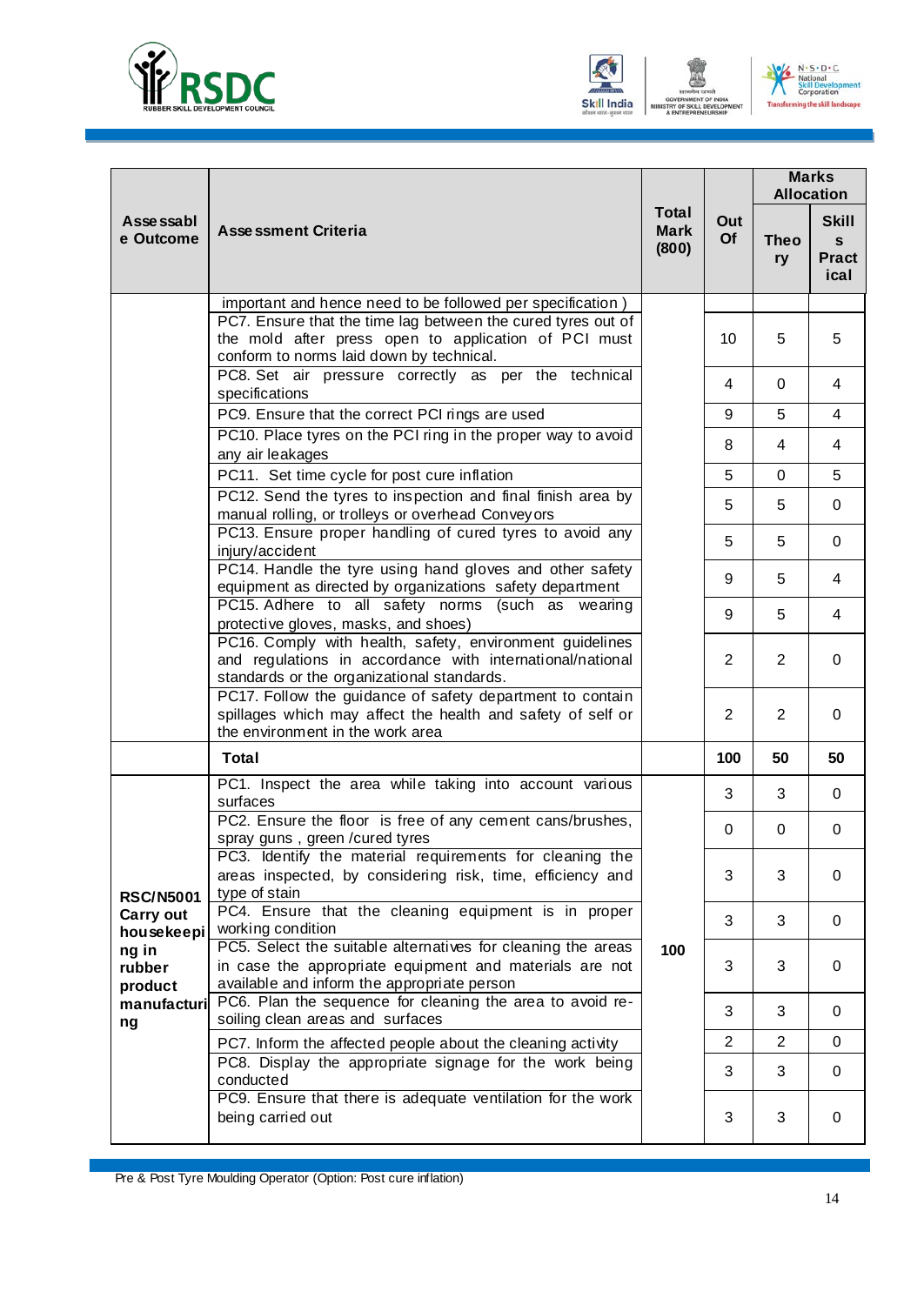| Assessable Outcome | Assessment Criteria | Total Mark (800) | Out Of | Marks Allocation | |
|---|---|---|---|---|---|
| | | | | Theory | Skills Practical |
| | important and hence need to be followed per specification ) | | | | |
| | PC7. Ensure that the time lag between the cured tyres out of the mold after press open to application of PCI must conform to norms laid down by technical. | | 10 | 5 | 5 |
| | PC8. Set air pressure correctly as per the technical specifications | | 4 | 0 | 4 |
| | PC9. Ensure that the correct PCI rings are used | | 9 | 5 | 4 |
| | PC10. Place tyres on the PCI ring in the proper way to avoid any air leakages | | 8 | 4 | 4 |
| | PC11. Set time cycle for post cure inflation | | 5 | 0 | 5 |
| | PC12. Send the tyres to inspection and final finish area by manual rolling, or trolleys or overhead Conveyors | | 5 | 5 | 0 |
| | PC13. Ensure proper handling of cured tyres to avoid any injury/accident | | 5 | 5 | 0 |
| | PC14. Handle the tyre using hand gloves and other safety equipment as directed by organizations safety department | | 9 | 5 | 4 |
| | PC15. Adhere to all safety norms (such as wearing protective gloves, masks, and shoes) | | 9 | 5 | 4 |
| | PC16. Comply with health, safety, environment guidelines and regulations in accordance with international/national standards or the organizational standards. | | 2 | 2 | 0 |
| | PC17. Follow the guidance of safety department to contain spillages which may affect the health and safety of self or the environment in the work area | | 2 | 2 | 0 |
| | **Total** | | **100** | **50** | **50** |
| **RSC/N5001 Carry out housekeeping in rubber product manufacturing** | PC1. Inspect the area while taking into account various surfaces | 100 | 3 | 3 | 0 |
| | PC2. Ensure the floor is free of any cement cans/brushes, spray guns , green /cured tyres | | 0 | 0 | 0 |
| | PC3. Identify the material requirements for cleaning the areas inspected, by considering risk, time, efficiency and type of stain | | 3 | 3 | 0 |
| | PC4. Ensure that the cleaning equipment is in proper working condition | | 3 | 3 | 0 |
| | PC5. Select the suitable alternatives for cleaning the areas in case the appropriate equipment and materials are not available and inform the appropriate person | | 3 | 3 | 0 |
| | PC6. Plan the sequence for cleaning the area to avoid re-soiling clean areas and surfaces | | 3 | 3 | 0 |
| | PC7. Inform the affected people about the cleaning activity | | 2 | 2 | 0 |
| | PC8. Display the appropriate signage for the work being conducted | | 3 | 3 | 0 |
| | PC9. Ensure that there is adequate ventilation for the work being carried out | | 3 | 3 | 0 |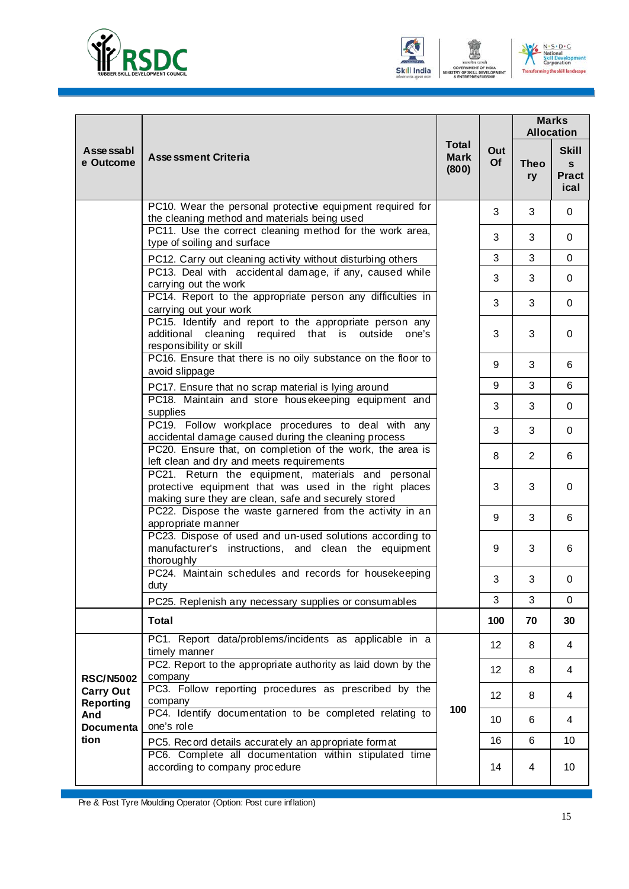| Assessable Outcome | Assessment Criteria | Total Mark (800) | Out Of | Marks Allocation | |
|---|---|---|---|---|---|
| | | | | Theory | Skills Practical |
| | PC10. Wear the personal protective equipment required for the cleaning method and materials being used | | 3 | 3 | 0 |
| | PC11. Use the correct cleaning method for the work area, type of soiling and surface | | 3 | 3 | 0 |
| | PC12. Carry out cleaning activity without disturbing others | | 3 | 3 | 0 |
| | PC13. Deal with accidental damage, if any, caused while carrying out the work | | 3 | 3 | 0 |
| | PC14. Report to the appropriate person any difficulties in carrying out your work | | 3 | 3 | 0 |
| | PC15. Identify and report to the appropriate person any additional cleaning required that is outside one's responsibility or skill | | 3 | 3 | 0 |
| | PC16. Ensure that there is no oily substance on the floor to avoid slippage | | 9 | 3 | 6 |
| | PC17. Ensure that no scrap material is lying around | | 9 | 3 | 6 |
| | PC18. Maintain and store housekeeping equipment and supplies | | 3 | 3 | 0 |
| | PC19. Follow workplace procedures to deal with any accidental damage caused during the cleaning process | | 3 | 3 | 0 |
| | PC20. Ensure that, on completion of the work, the area is left clean and dry and meets requirements | | 8 | 2 | 6 |
| | PC21. Return the equipment, materials and personal protective equipment that was used in the right places making sure they are clean, safe and securely stored | | 3 | 3 | 0 |
| | PC22. Dispose the waste garnered from the activity in an appropriate manner | | 9 | 3 | 6 |
| | PC23. Dispose of used and un-used solutions according to manufacturer's instructions, and clean the equipment thoroughly | | 9 | 3 | 6 |
| | PC24. Maintain schedules and records for housekeeping duty | | 3 | 3 | 0 |
| | PC25. Replenish any necessary supplies or consumables | | 3 | 3 | 0 |
| | **Total** | | **100** | **70** | **30** |
| **RSC/N5002 Carry Out Reporting And Documentation** | PC1. Report data/problems/incidents as applicable in a timely manner | 100 | 12 | 8 | 4 |
| | PC2. Report to the appropriate authority as laid down by the company | | 12 | 8 | 4 |
| | PC3. Follow reporting procedures as prescribed by the company | | 12 | 8 | 4 |
| | PC4. Identify documentation to be completed relating to one's role | | 10 | 6 | 4 |
| | PC5. Record details accurately an appropriate format | | 16 | 6 | 10 |
| | PC6. Complete all documentation within stipulated time according to company procedure | | 14 | 4 | 10 |

Pre & Post Tyre Moulding Operator (Option: Post cure inflation)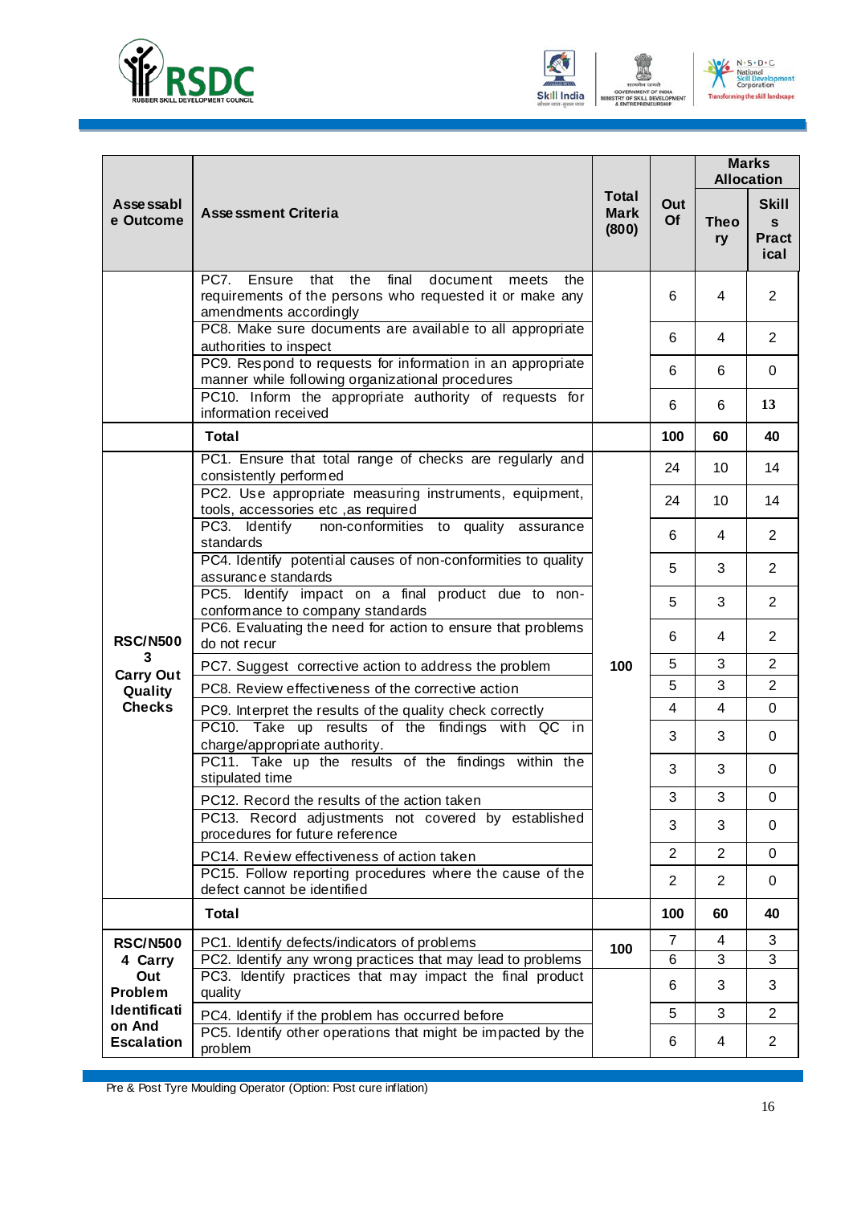| Assessable Outcome | Assessment Criteria | Total Mark (800) | Out Of | Marks Allocation | |
|---|---|---|---|---|---|
| | | | | Theory | Skills Practical |
| | PC7. Ensure that the final document meets the requirements of the persons who requested it or make any amendments accordingly | | 6 | 4 | 2 |
| | PC8. Make sure documents are available to all appropriate authorities to inspect | | 6 | 4 | 2 |
| | PC9. Respond to requests for information in an appropriate manner while following organizational procedures | | 6 | 6 | 0 |
| | PC10. Inform the appropriate authority of requests for information received | | 6 | 6 | 13 |
| | **Total** | | **100** | **60** | **40** |
| **RSC/N5003 Carry Out Quality Checks** | PC1. Ensure that total range of checks are regularly and consistently performed | 100 | 24 | 10 | 14 |
| | PC2. Use appropriate measuring instruments, equipment, tools, accessories etc ,as required | | 24 | 10 | 14 |
| | PC3. Identify non-conformities to quality assurance standards | | 6 | 4 | 2 |
| | PC4. Identify potential causes of non-conformities to quality assurance standards | | 5 | 3 | 2 |
| | PC5. Identify impact on a final product due to non-conformance to company standards | | 5 | 3 | 2 |
| | PC6. Evaluating the need for action to ensure that problems do not recur | | 6 | 4 | 2 |
| | PC7. Suggest corrective action to address the problem | | 5 | 3 | 2 |
| | PC8. Review effectiveness of the corrective action | | 5 | 3 | 2 |
| | PC9. Interpret the results of the quality check correctly | | 4 | 4 | 0 |
| | PC10. Take up results of the findings with QC in charge/appropriate authority. | | 3 | 3 | 0 |
| | PC11. Take up the results of the findings within the stipulated time | | 3 | 3 | 0 |
| | PC12. Record the results of the action taken | | 3 | 3 | 0 |
| | PC13. Record adjustments not covered by established procedures for future reference | | 3 | 3 | 0 |
| | PC14. Review effectiveness of action taken | | 2 | 2 | 0 |
| | PC15. Follow reporting procedures where the cause of the defect cannot be identified | | 2 | 2 | 0 |
| | **Total** | | **100** | **60** | **40** |
| **RSC/N5004 Carry Out Problem Identification And Escalation** | PC1. Identify defects/indicators of problems | 100 | 7 | 4 | 3 |
| | PC2. Identify any wrong practices that may lead to problems | | 6 | 3 | 3 |
| | PC3. Identify practices that may impact the final product quality | | 6 | 3 | 3 |
| | PC4. Identify if the problem has occurred before | | 5 | 3 | 2 |
| | PC5. Identify other operations that might be impacted by the problem | | 6 | 4 | 2 |

Pre & Post Tyre Moulding Operator (Option: Post cure inflation)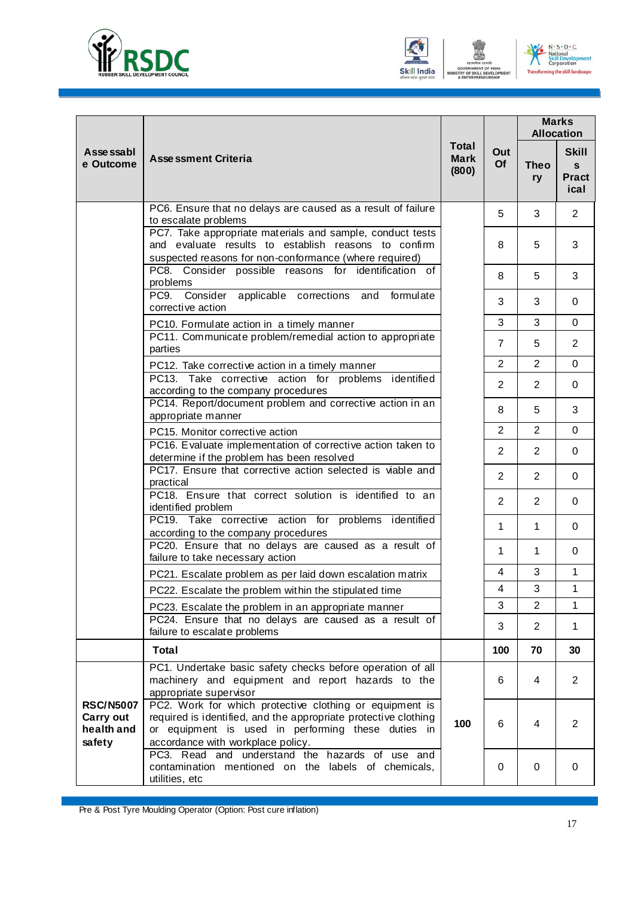| Assessable Outcome | Assessment Criteria | Total Mark (800) | Out Of | Marks Allocation | |
|---|---|---|---|---|---|
| | | | | Theory | Skills Practical |
| | PC6. Ensure that no delays are caused as a result of failure to escalate problems | | 5 | 3 | 2 |
| | PC7. Take appropriate materials and sample, conduct tests and evaluate results to establish reasons to confirm suspected reasons for non-conformance (where required) | | 8 | 5 | 3 |
| | PC8. Consider possible reasons for identification of problems | | 8 | 5 | 3 |
| | PC9. Consider applicable corrections and formulate corrective action | | 3 | 3 | 0 |
| | PC10. Formulate action in a timely manner | | 3 | 3 | 0 |
| | PC11. Communicate problem/remedial action to appropriate parties | | 7 | 5 | 2 |
| | PC12. Take corrective action in a timely manner | | 2 | 2 | 0 |
| | PC13. Take corrective action for problems identified according to the company procedures | | 2 | 2 | 0 |
| | PC14. Report/document problem and corrective action in an appropriate manner | | 8 | 5 | 3 |
| | PC15. Monitor corrective action | | 2 | 2 | 0 |
| | PC16. Evaluate implementation of corrective action taken to determine if the problem has been resolved | | 2 | 2 | 0 |
| | PC17. Ensure that corrective action selected is viable and practical | | 2 | 2 | 0 |
| | PC18. Ensure that correct solution is identified to an identified problem | | 2 | 2 | 0 |
| | PC19. Take corrective action for problems identified according to the company procedures | | 1 | 1 | 0 |
| | PC20. Ensure that no delays are caused as a result of failure to take necessary action | | 1 | 1 | 0 |
| | PC21. Escalate problem as per laid down escalation matrix | | 4 | 3 | 1 |
| | PC22. Escalate the problem within the stipulated time | | 4 | 3 | 1 |
| | PC23. Escalate the problem in an appropriate manner | | 3 | 2 | 1 |
| | PC24. Ensure that no delays are caused as a result of failure to escalate problems | | 3 | 2 | 1 |
| | **Total** | | **100** | **70** | **30** |
| **RSC/N5007 Carry out health and safety** | PC1. Undertake basic safety checks before operation of all machinery and equipment and report hazards to the appropriate supervisor | **100** | 6 | 4 | 2 |
| | PC2. Work for which protective clothing or equipment is required is identified, and the appropriate protective clothing or equipment is used in performing these duties in accordance with workplace policy. | | 6 | 4 | 2 |
| | PC3. Read and understand the hazards of use and contamination mentioned on the labels of chemicals, utilities, etc | | 0 | 0 | 0 |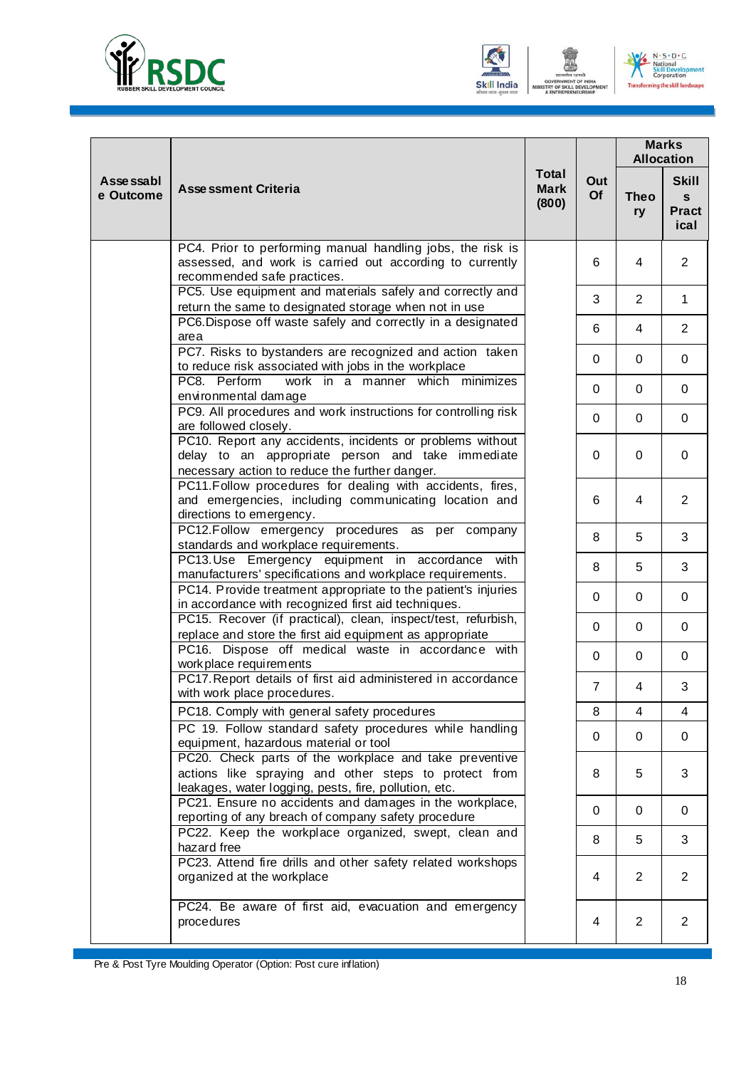| Assessable Outcome | Assessment Criteria | Total Mark (800) | Out Of | Marks Allocation | |
|---|---|---|---|---|---|
| | | | | Theory | Skills Practical |
| | PC4. Prior to performing manual handling jobs, the risk is assessed, and work is carried out according to currently recommended safe practices. | | 6 | 4 | 2 |
| | PC5. Use equipment and materials safely and correctly and return the same to designated storage when not in use | | 3 | 2 | 1 |
| | PC6.Dispose off waste safely and correctly in a designated area | | 6 | 4 | 2 |
| | PC7. Risks to bystanders are recognized and action taken to reduce risk associated with jobs in the workplace | | 0 | 0 | 0 |
| | PC8. Perform work in a manner which minimizes environmental damage | | 0 | 0 | 0 |
| | PC9. All procedures and work instructions for controlling risk are followed closely. | | 0 | 0 | 0 |
| | PC10. Report any accidents, incidents or problems without delay to an appropriate person and take immediate necessary action to reduce the further danger. | | 0 | 0 | 0 |
| | PC11.Follow procedures for dealing with accidents, fires, and emergencies, including communicating location and directions to emergency. | | 6 | 4 | 2 |
| | PC12.Follow emergency procedures as per company standards and workplace requirements. | | 8 | 5 | 3 |
| | PC13.Use Emergency equipment in accordance with manufacturers' specifications and workplace requirements. | | 8 | 5 | 3 |
| | PC14. Provide treatment appropriate to the patient's injuries in accordance with recognized first aid techniques. | | 0 | 0 | 0 |
| | PC15. Recover (if practical), clean, inspect/test, refurbish, replace and store the first aid equipment as appropriate | | 0 | 0 | 0 |
| | PC16. Dispose off medical waste in accordance with workplace requirements | | 0 | 0 | 0 |
| | PC17.Report details of first aid administered in accordance with work place procedures. | | 7 | 4 | 3 |
| | PC18. Comply with general safety procedures | | 8 | 4 | 4 |
| | PC 19. Follow standard safety procedures while handling equipment, hazardous material or tool | | 0 | 0 | 0 |
| | PC20. Check parts of the workplace and take preventive actions like spraying and other steps to protect from leakages, water logging, pests, fire, pollution, etc. | | 8 | 5 | 3 |
| | PC21. Ensure no accidents and damages in the workplace, reporting of any breach of company safety procedure | | 0 | 0 | 0 |
| | PC22. Keep the workplace organized, swept, clean and hazard free | | 8 | 5 | 3 |
| | PC23. Attend fire drills and other safety related workshops organized at the workplace | | 4 | 2 | 2 |
| | PC24. Be aware of first aid, evacuation and emergency procedures | | 4 | 2 | 2 |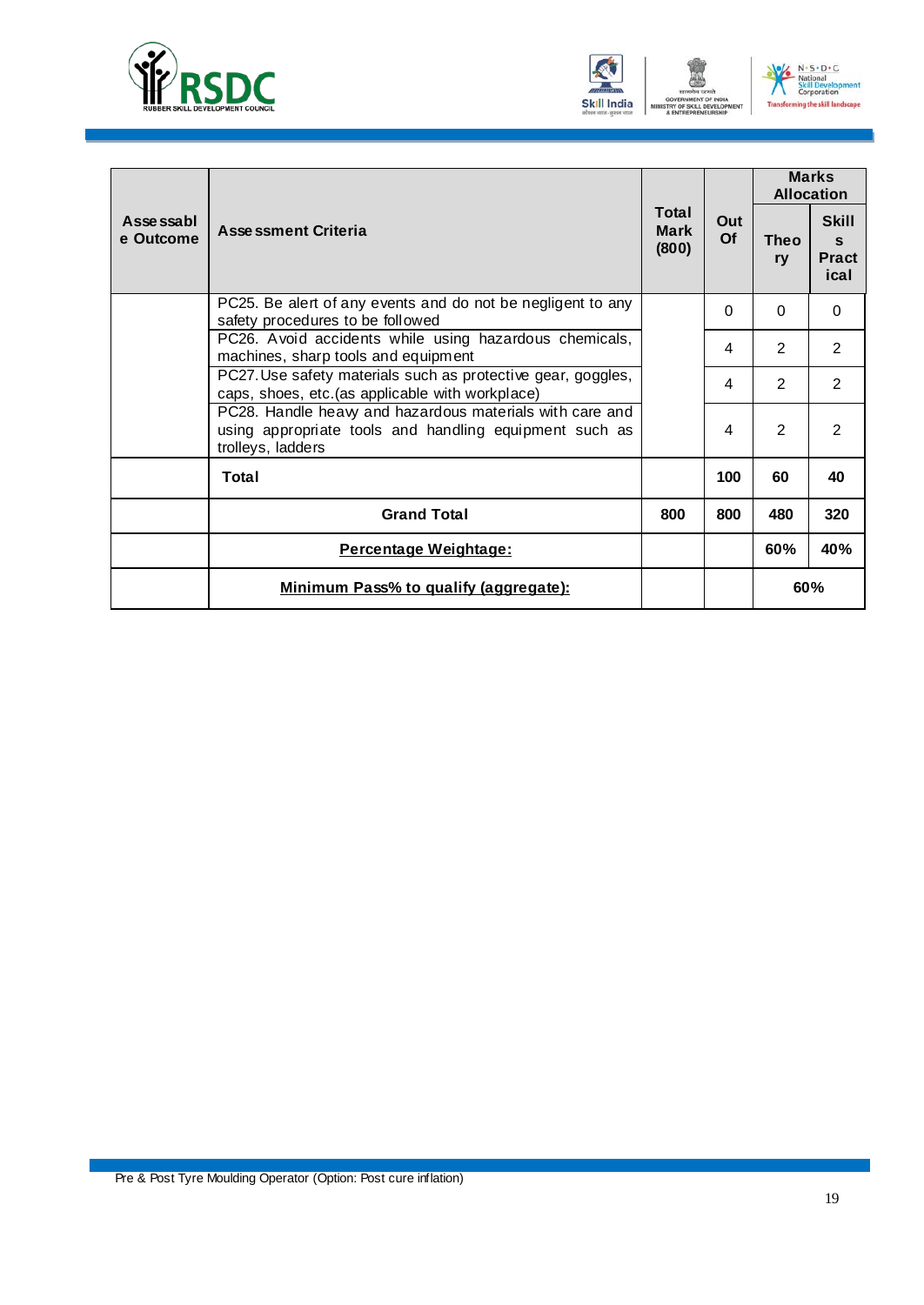| Assessable Outcome | Assessment Criteria | Total Mark (800) | Out Of | Marks Allocation | |
|---|---|---|---|---|---|
| | | | | Theory | Skills Practical |
| | PC25. Be alert of any events and do not be negligent to any safety procedures to be followed | | 0 | 0 | 0 |
| | PC26. Avoid accidents while using hazardous chemicals, machines, sharp tools and equipment | | 4 | 2 | 2 |
| | PC27. Use safety materials such as protective gear, goggles, caps, shoes, etc.(as applicable with workplace) | | 4 | 2 | 2 |
| | PC28. Handle heavy and hazardous materials with care and using appropriate tools and handling equipment such as trolleys, ladders | | 4 | 2 | 2 |
| | **Total** | | **100** | **60** | **40** |
| | **Grand Total** | **800** | **800** | **480** | **320** |
| | **Percentage Weightage:** | | | **60%** | **40%** |
| | **Minimum Pass% to qualify (aggregate):** | | | **60%** | |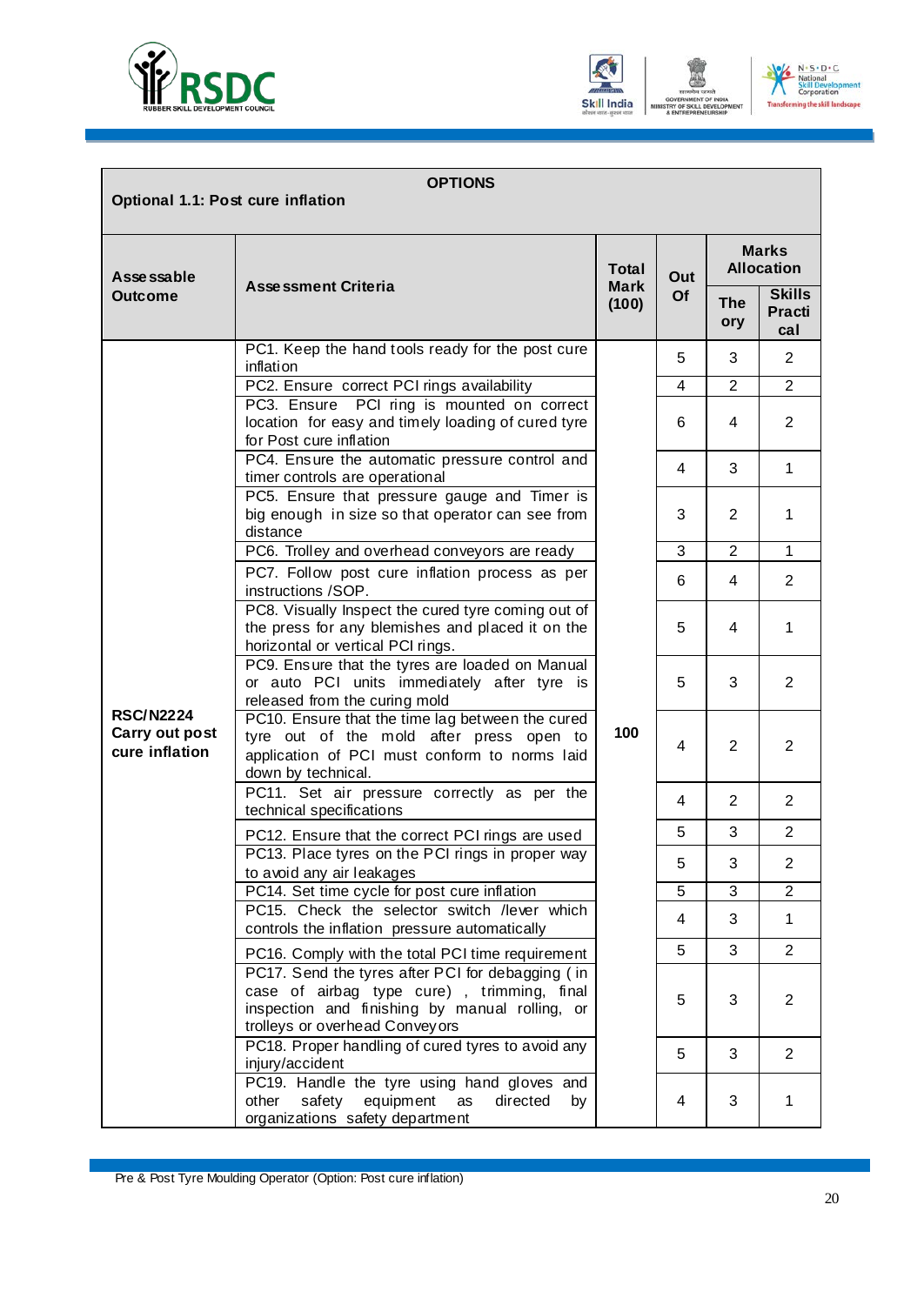| OPTIONS<br>Optional 1.1: Post cure inflation | | | | | |
|---|---|---|---|---|---|
| **Assessable Outcome** | **Assessment Criteria** | **Total Mark (100)** | **Out Of** | **Marks Allocation** | |
| | | | | **Theory** | **Skills Practical** |
| **RSC/N2224 Carry out post cure inflation** | PC1. Keep the hand tools ready for the post cure inflation | 100 | 5 | 3 | 2 |
| | PC2. Ensure correct PCI rings availability | | 4 | 2 | 2 |
| | PC3. Ensure PCI ring is mounted on correct location for easy and timely loading of cured tyre for Post cure inflation | | 6 | 4 | 2 |
| | PC4. Ensure the automatic pressure control and timer controls are operational | | 4 | 3 | 1 |
| | PC5. Ensure that pressure gauge and Timer is big enough in size so that operator can see from distance | | 3 | 2 | 1 |
| | PC6. Trolley and overhead conveyors are ready | | 3 | 2 | 1 |
| | PC7. Follow post cure inflation process as per instructions /SOP. | | 6 | 4 | 2 |
| | PC8. Visually Inspect the cured tyre coming out of the press for any blemishes and placed it on the horizontal or vertical PCI rings. | | 5 | 4 | 1 |
| | PC9. Ensure that the tyres are loaded on Manual or auto PCI units immediately after tyre is released from the curing mold | | 5 | 3 | 2 |
| | PC10. Ensure that the time lag between the cured tyre out of the mold after press open to application of PCI must conform to norms laid down by technical. | | 4 | 2 | 2 |
| | PC11. Set air pressure correctly as per the technical specifications | | 4 | 2 | 2 |
| | PC12. Ensure that the correct PCI rings are used | | 5 | 3 | 2 |
| | PC13. Place tyres on the PCI rings in proper way to avoid any air leakages | | 5 | 3 | 2 |
| | PC14. Set time cycle for post cure inflation | | 5 | 3 | 2 |
| | PC15. Check the selector switch /lever which controls the inflation pressure automatically | | 4 | 3 | 1 |
| | PC16. Comply with the total PCI time requirement | | 5 | 3 | 2 |
| | PC17. Send the tyres after PCI for debagging ( in case of airbag type cure) , trimming, final inspection and finishing by manual rolling, or trolleys or overhead Conveyors | | 5 | 3 | 2 |
| | PC18. Proper handling of cured tyres to avoid any injury/accident | | 5 | 3 | 2 |
| | PC19. Handle the tyre using hand gloves and other safety equipment as directed by organizations safety department | | 4 | 3 | 1 |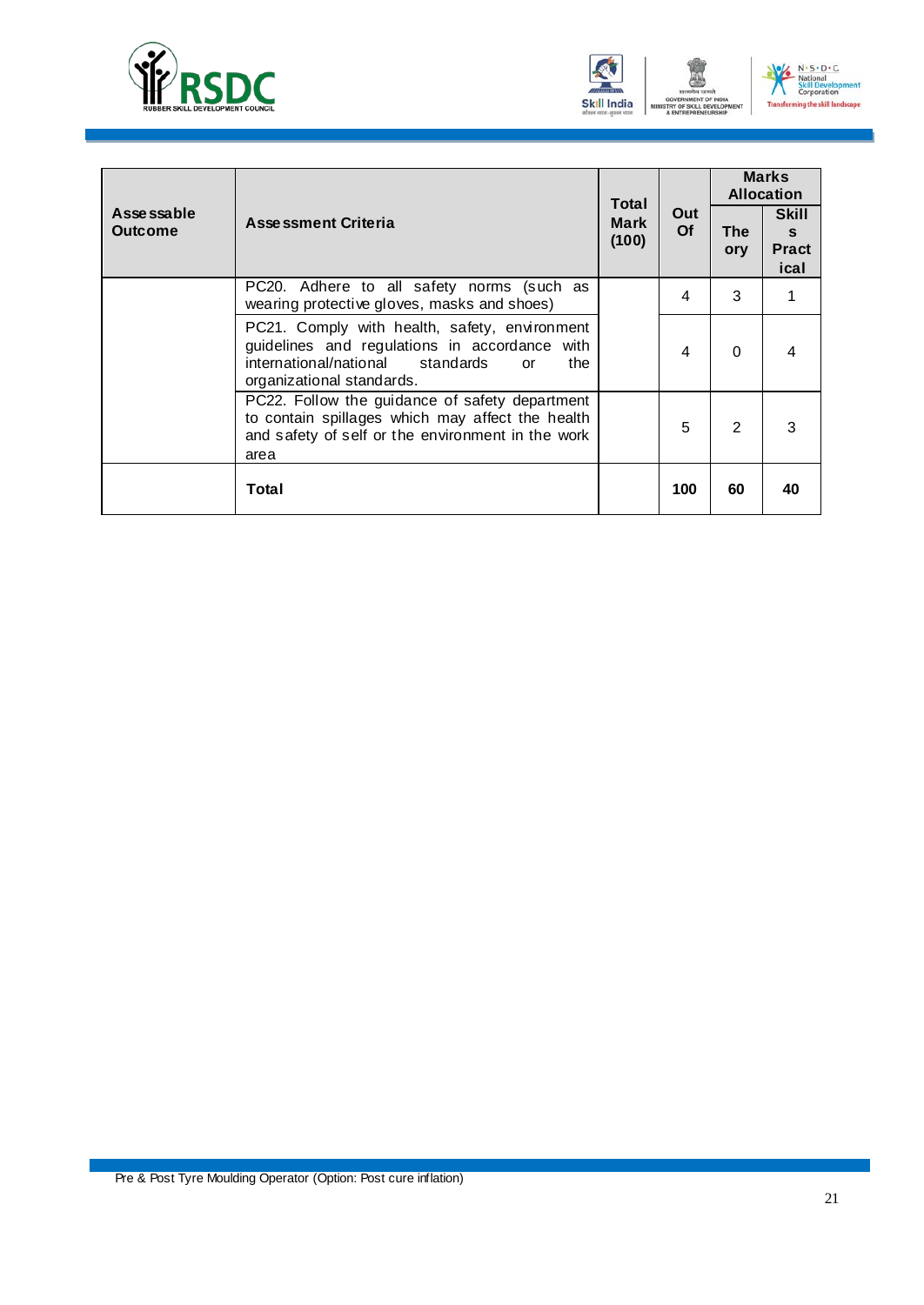| Assessable Outcome | Assessment Criteria | Total Mark (100) | Out Of | Marks Allocation | |
|---|---|---|---|---|---|
| | | | | Theory | Skills Practical |
| | PC20. Adhere to all safety norms (such as wearing protective gloves, masks and shoes) | | 4 | 3 | 1 |
| | PC21. Comply with health, safety, environment guidelines and regulations in accordance with international/national standards or the organizational standards. | | 4 | 0 | 4 |
| | PC22. Follow the guidance of safety department to contain spillages which may affect the health and safety of self or the environment in the work area | | 5 | 2 | 3 |
| | **Total** | | **100** | **60** | **40** |